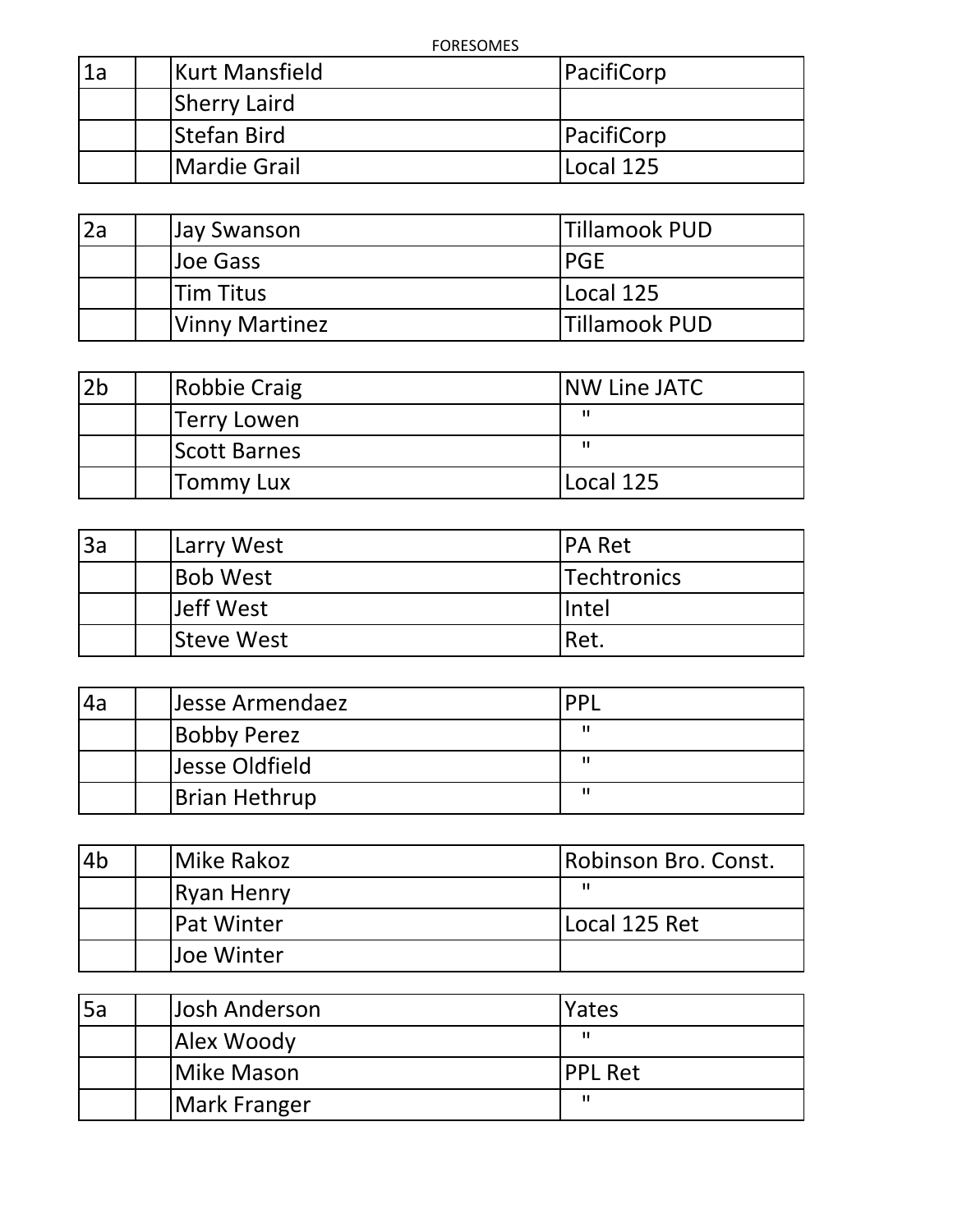FORESOMES

| 1a | | Kurt Mansfield | PacifiCorp |
|---|---|---|---|
| | | Sherry Laird | |
| | | Stefan Bird | PacifiCorp |
| | | Mardie Grail | Local 125 |

| 2a | | Jay Swanson | Tillamook PUD |
|---|---|---|---|
| | | Joe Gass | PGE |
| | | Tim Titus | Local 125 |
| | | Vinny Martinez | Tillamook PUD |

| 2b | | Robbie Craig | NW Line JATC |
|---|---|---|---|
| | | Terry Lowen | " |
| | | Scott Barnes | " |
| | | Tommy Lux | Local 125 |

| 3a | | Larry West | PA Ret |
|---|---|---|---|
| | | Bob West | Techtronics |
| | | Jeff West | Intel |
| | | Steve West | Ret. |

| 4a | | Jesse Armendaez | PPL |
|---|---|---|---|
| | | Bobby Perez | " |
| | | Jesse Oldfield | " |
| | | Brian Hethrup | " |

| 4b | | Mike Rakoz | Robinson Bro. Const. |
|---|---|---|---|
| | | Ryan Henry | " |
| | | Pat Winter | Local 125 Ret |
| | | Joe Winter | |

| 5a | | Josh Anderson | Yates |
|---|---|---|---|
| | | Alex Woody | " |
| | | Mike Mason | PPL Ret |
| | | Mark Franger | " |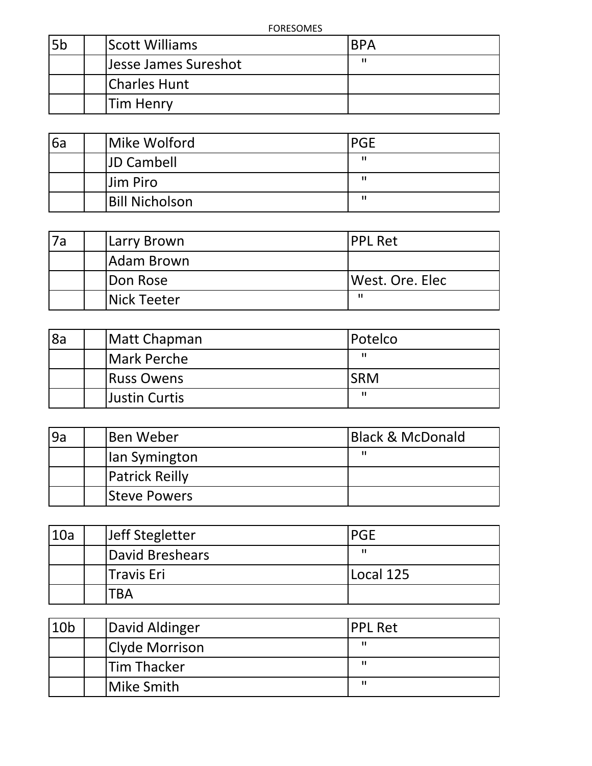FORESOMES

| 5b | | Scott Williams | BPA |
|---|---|---|---|
| | | Jesse James Sureshot | " |
| | | Charles Hunt | |
| | | Tim Henry | |

| 6a | | Mike Wolford | PGE |
|---|---|---|---|
| | | JD Cambell | " |
| | | Jim Piro | " |
| | | Bill Nicholson | " |

| 7a | | Larry Brown | PPL Ret |
|---|---|---|---|
| | | Adam Brown | |
| | | Don Rose | West. Ore. Elec |
| | | Nick Teeter | " |

| 8a | | Matt Chapman | Potelco |
|---|---|---|---|
| | | Mark Perche | " |
| | | Russ Owens | SRM |
| | | Justin Curtis | " |

| 9a | | Ben Weber | Black & McDonald |
|---|---|---|---|
| | | Ian Symington | " |
| | | Patrick Reilly | |
| | | Steve Powers | |

| 10a | | Jeff Stegletter | PGE |
|---|---|---|---|
| | | David Breshears | " |
| | | Travis Eri | Local 125 |
| | | TBA | |

| 10b | | David Aldinger | PPL Ret |
|---|---|---|---|
| | | Clyde Morrison | " |
| | | Tim Thacker | " |
| | | Mike Smith | " |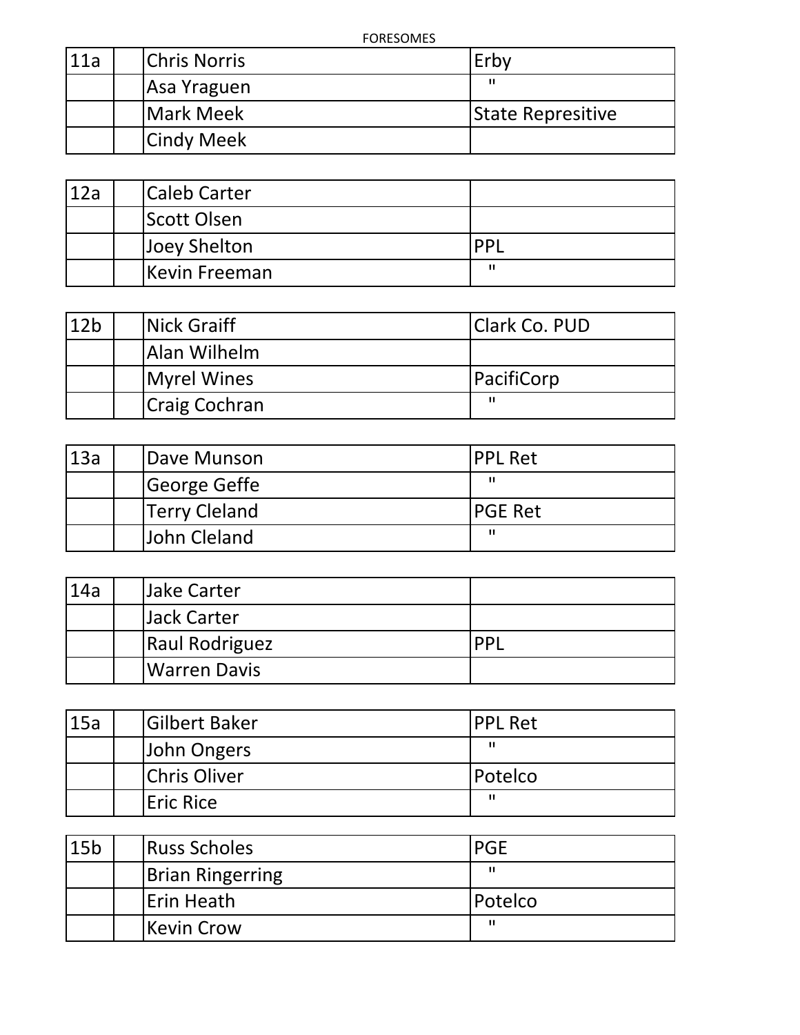FORESOMES

| 11a | | Chris Norris | Erby |
|---|---|---|---|
| | | Asa Yraguen | " |
| | | Mark Meek | State Represitive |
| | | Cindy Meek | |

| 12a | | Caleb Carter | |
|---|---|---|---|
| | | Scott Olsen | |
| | | Joey Shelton | PPL |
| | | Kevin Freeman | " |

| 12b | | Nick Graiff | Clark Co. PUD |
|---|---|---|---|
| | | Alan Wilhelm | |
| | | Myrel Wines | PacifiCorp |
| | | Craig Cochran | " |

| 13a | | Dave Munson | PPL Ret |
|---|---|---|---|
| | | George Geffe | " |
| | | Terry Cleland | PGE Ret |
| | | John Cleland | " |

| 14a | | Jake Carter | |
|---|---|---|---|
| | | Jack Carter | |
| | | Raul Rodriguez | PPL |
| | | Warren Davis | |

| 15a | | Gilbert Baker | PPL Ret |
|---|---|---|---|
| | | John Ongers | " |
| | | Chris Oliver | Potelco |
| | | Eric Rice | " |

| 15b | | Russ Scholes | PGE |
|---|---|---|---|
| | | Brian Ringerring | " |
| | | Erin Heath | Potelco |
| | | Kevin Crow | " |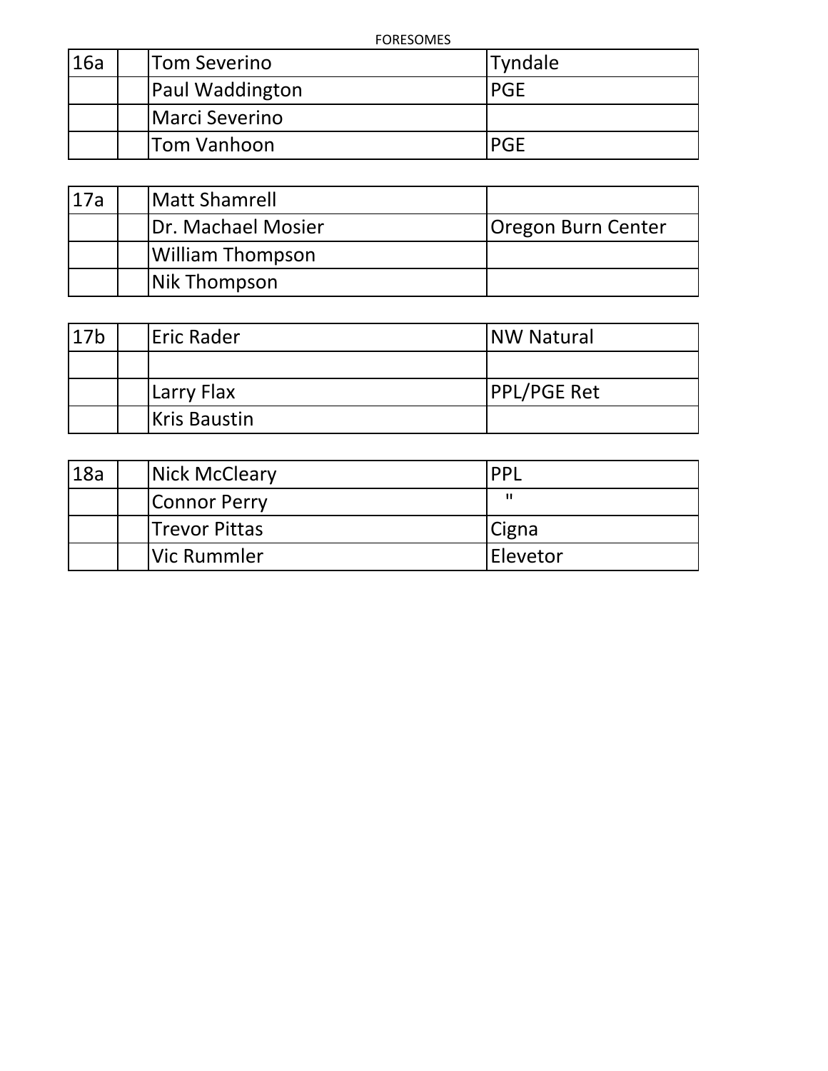FORESOMES

| | | | |
|---|---|---|---|
| 16a | | Tom Severino | Tyndale |
| | | Paul Waddington | PGE |
| | | Marci Severino | |
| | | Tom Vanhoon | PGE |

| | | | |
|---|---|---|---|
| 17a | | Matt Shamrell | |
| | | Dr. Machael Mosier | Oregon Burn Center |
| | | William Thompson | |
| | | Nik Thompson | |

| | | | |
|---|---|---|---|
| 17b | | Eric Rader | NW Natural |
| | | | |
| | | Larry Flax | PPL/PGE Ret |
| | | Kris Baustin | |

| | | | |
|---|---|---|---|
| 18a | | Nick McCleary | PPL |
| | | Connor Perry | " |
| | | Trevor Pittas | Cigna |
| | | Vic Rummler | Elevetor |